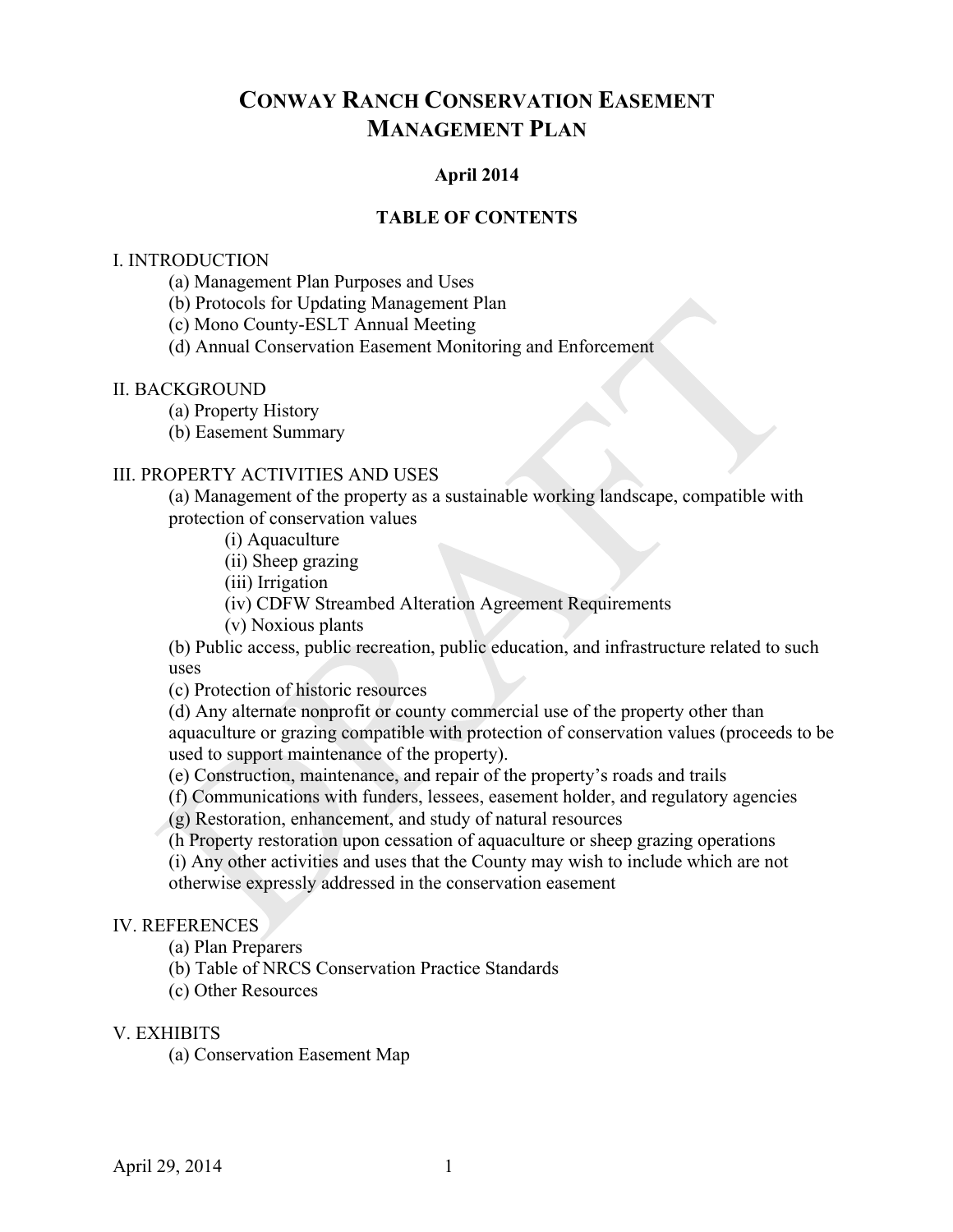# CONWAY RANCH CONSERVATION EASEMENT MANAGEMENT PLAN

**April 2014**

**TABLE OF CONTENTS**

I. INTRODUCTION
- (a) Management Plan Purposes and Uses
- (b) Protocols for Updating Management Plan
- (c) Mono County-ESLT Annual Meeting
- (d) Annual Conservation Easement Monitoring and Enforcement

II. BACKGROUND
- (a) Property History
- (b) Easement Summary

III. PROPERTY ACTIVITIES AND USES
- (a) Management of the property as a sustainable working landscape, compatible with protection of conservation values
  - (i) Aquaculture
  - (ii) Sheep grazing
  - (iii) Irrigation
  - (iv) CDFW Streambed Alteration Agreement Requirements
  - (v) Noxious plants
- (b) Public access, public recreation, public education, and infrastructure related to such uses
- (c) Protection of historic resources
- (d) Any alternate nonprofit or county commercial use of the property other than aquaculture or grazing compatible with protection of conservation values (proceeds to be used to support maintenance of the property).
- (e) Construction, maintenance, and repair of the property's roads and trails
- (f) Communications with funders, lessees, easement holder, and regulatory agencies
- (g) Restoration, enhancement, and study of natural resources
- (h Property restoration upon cessation of aquaculture or sheep grazing operations
- (i) Any other activities and uses that the County may wish to include which are not otherwise expressly addressed in the conservation easement

IV. REFERENCES
- (a) Plan Preparers
- (b) Table of NRCS Conservation Practice Standards
- (c) Other Resources

V. EXHIBITS
- (a) Conservation Easement Map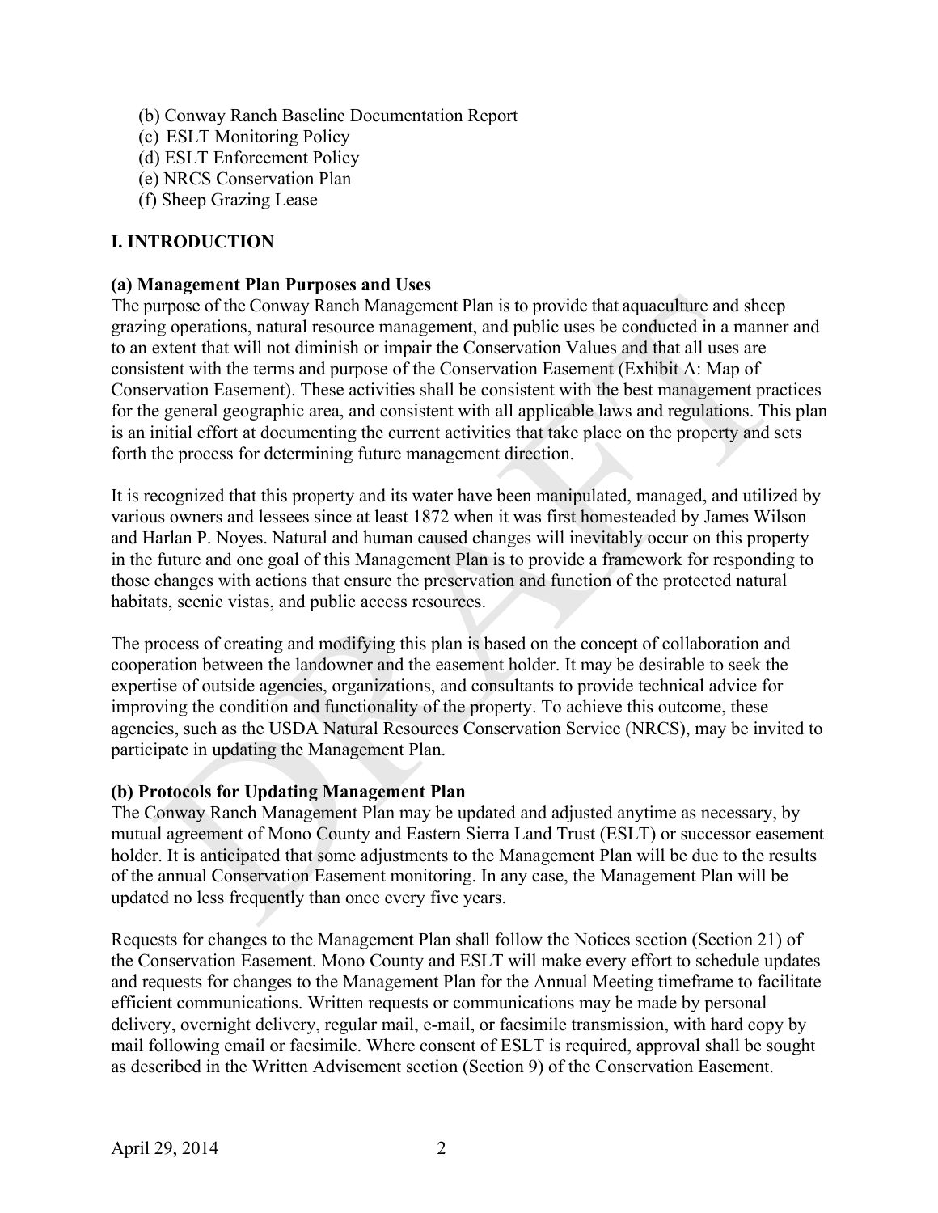(b) Conway Ranch Baseline Documentation Report
(c) ESLT Monitoring Policy
(d) ESLT Enforcement Policy
(e) NRCS Conservation Plan
(f) Sheep Grazing Lease

## I. INTRODUCTION

### (a) Management Plan Purposes and Uses

The purpose of the Conway Ranch Management Plan is to provide that aquaculture and sheep grazing operations, natural resource management, and public uses be conducted in a manner and to an extent that will not diminish or impair the Conservation Values and that all uses are consistent with the terms and purpose of the Conservation Easement (Exhibit A: Map of Conservation Easement). These activities shall be consistent with the best management practices for the general geographic area, and consistent with all applicable laws and regulations. This plan is an initial effort at documenting the current activities that take place on the property and sets forth the process for determining future management direction.

It is recognized that this property and its water have been manipulated, managed, and utilized by various owners and lessees since at least 1872 when it was first homesteaded by James Wilson and Harlan P. Noyes. Natural and human caused changes will inevitably occur on this property in the future and one goal of this Management Plan is to provide a framework for responding to those changes with actions that ensure the preservation and function of the protected natural habitats, scenic vistas, and public access resources.

The process of creating and modifying this plan is based on the concept of collaboration and cooperation between the landowner and the easement holder. It may be desirable to seek the expertise of outside agencies, organizations, and consultants to provide technical advice for improving the condition and functionality of the property. To achieve this outcome, these agencies, such as the USDA Natural Resources Conservation Service (NRCS), may be invited to participate in updating the Management Plan.

### (b) Protocols for Updating Management Plan

The Conway Ranch Management Plan may be updated and adjusted anytime as necessary, by mutual agreement of Mono County and Eastern Sierra Land Trust (ESLT) or successor easement holder. It is anticipated that some adjustments to the Management Plan will be due to the results of the annual Conservation Easement monitoring. In any case, the Management Plan will be updated no less frequently than once every five years.

Requests for changes to the Management Plan shall follow the Notices section (Section 21) of the Conservation Easement. Mono County and ESLT will make every effort to schedule updates and requests for changes to the Management Plan for the Annual Meeting timeframe to facilitate efficient communications. Written requests or communications may be made by personal delivery, overnight delivery, regular mail, e-mail, or facsimile transmission, with hard copy by mail following email or facsimile. Where consent of ESLT is required, approval shall be sought as described in the Written Advisement section (Section 9) of the Conservation Easement.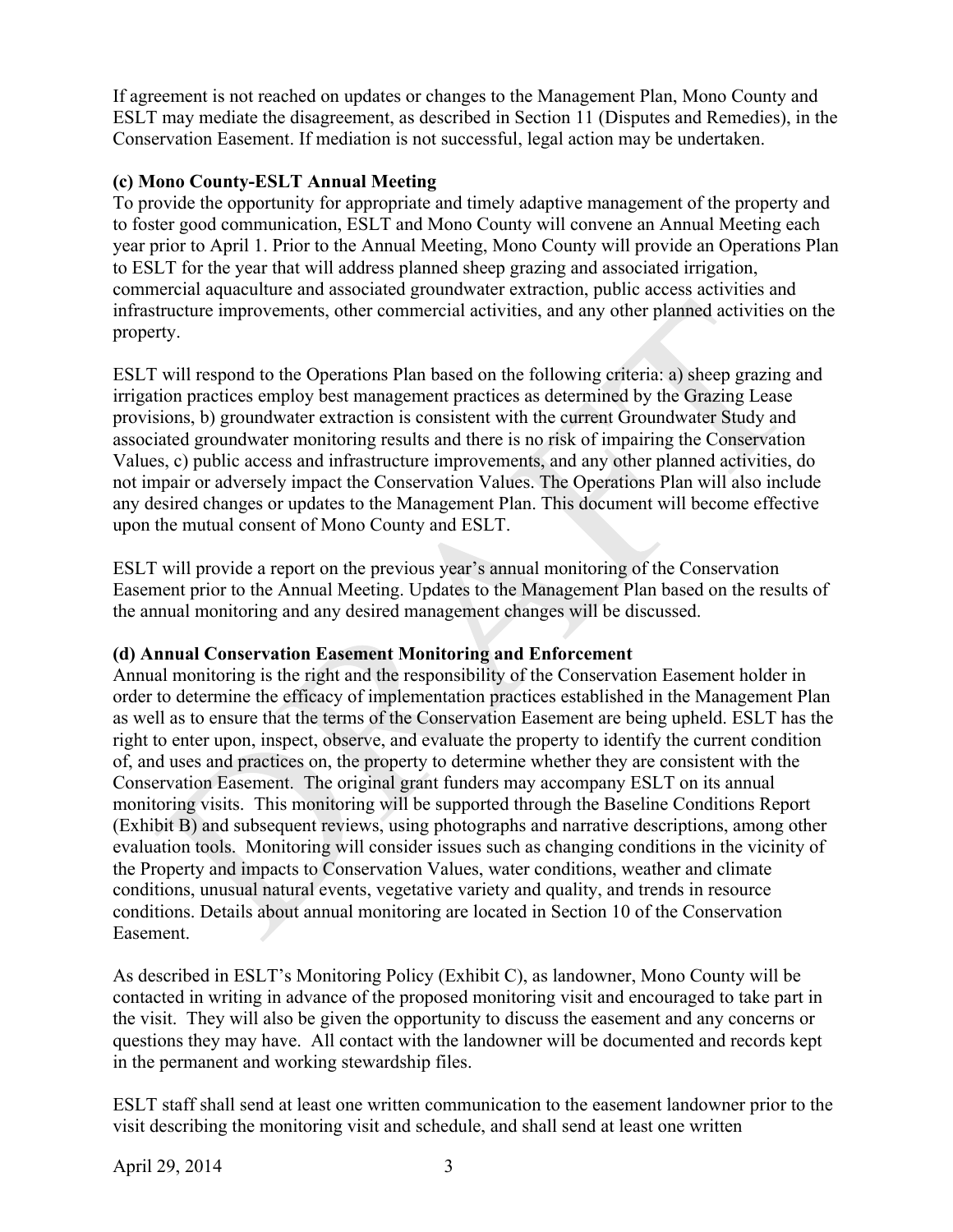If agreement is not reached on updates or changes to the Management Plan, Mono County and ESLT may mediate the disagreement, as described in Section 11 (Disputes and Remedies), in the Conservation Easement. If mediation is not successful, legal action may be undertaken.

**(c) Mono County-ESLT Annual Meeting**

To provide the opportunity for appropriate and timely adaptive management of the property and to foster good communication, ESLT and Mono County will convene an Annual Meeting each year prior to April 1. Prior to the Annual Meeting, Mono County will provide an Operations Plan to ESLT for the year that will address planned sheep grazing and associated irrigation, commercial aquaculture and associated groundwater extraction, public access activities and infrastructure improvements, other commercial activities, and any other planned activities on the property.

ESLT will respond to the Operations Plan based on the following criteria: a) sheep grazing and irrigation practices employ best management practices as determined by the Grazing Lease provisions, b) groundwater extraction is consistent with the current Groundwater Study and associated groundwater monitoring results and there is no risk of impairing the Conservation Values, c) public access and infrastructure improvements, and any other planned activities, do not impair or adversely impact the Conservation Values. The Operations Plan will also include any desired changes or updates to the Management Plan. This document will become effective upon the mutual consent of Mono County and ESLT.

ESLT will provide a report on the previous year's annual monitoring of the Conservation Easement prior to the Annual Meeting. Updates to the Management Plan based on the results of the annual monitoring and any desired management changes will be discussed.

**(d) Annual Conservation Easement Monitoring and Enforcement**

Annual monitoring is the right and the responsibility of the Conservation Easement holder in order to determine the efficacy of implementation practices established in the Management Plan as well as to ensure that the terms of the Conservation Easement are being upheld. ESLT has the right to enter upon, inspect, observe, and evaluate the property to identify the current condition of, and uses and practices on, the property to determine whether they are consistent with the Conservation Easement. The original grant funders may accompany ESLT on its annual monitoring visits. This monitoring will be supported through the Baseline Conditions Report (Exhibit B) and subsequent reviews, using photographs and narrative descriptions, among other evaluation tools. Monitoring will consider issues such as changing conditions in the vicinity of the Property and impacts to Conservation Values, water conditions, weather and climate conditions, unusual natural events, vegetative variety and quality, and trends in resource conditions. Details about annual monitoring are located in Section 10 of the Conservation Easement.

As described in ESLT's Monitoring Policy (Exhibit C), as landowner, Mono County will be contacted in writing in advance of the proposed monitoring visit and encouraged to take part in the visit. They will also be given the opportunity to discuss the easement and any concerns or questions they may have. All contact with the landowner will be documented and records kept in the permanent and working stewardship files.

ESLT staff shall send at least one written communication to the easement landowner prior to the visit describing the monitoring visit and schedule, and shall send at least one written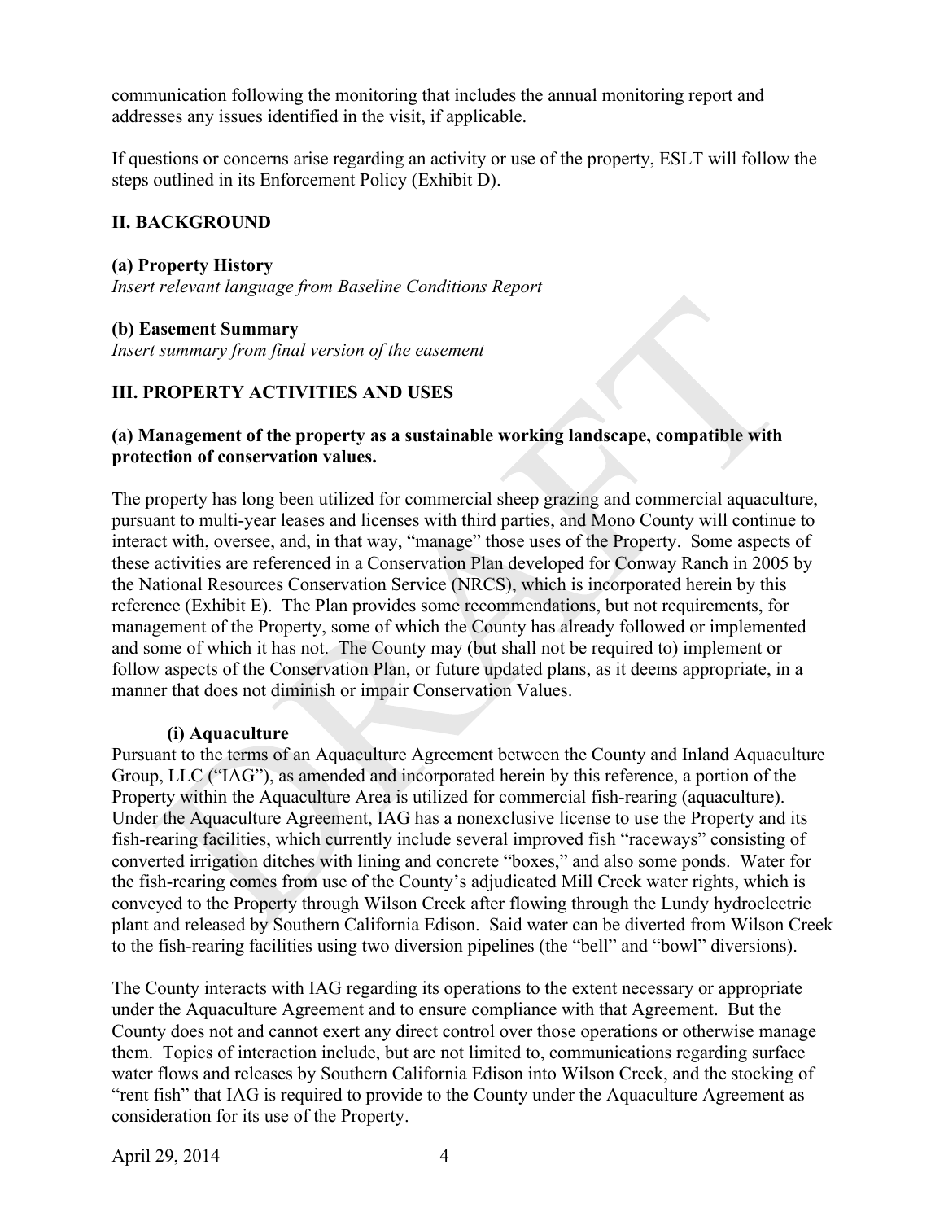communication following the monitoring that includes the annual monitoring report and addresses any issues identified in the visit, if applicable.

If questions or concerns arise regarding an activity or use of the property, ESLT will follow the steps outlined in its Enforcement Policy (Exhibit D).

## II. BACKGROUND

### (a) Property History

*Insert relevant language from Baseline Conditions Report*

### (b) Easement Summary

*Insert summary from final version of the easement*

## III. PROPERTY ACTIVITIES AND USES

### (a) Management of the property as a sustainable working landscape, compatible with protection of conservation values.

The property has long been utilized for commercial sheep grazing and commercial aquaculture, pursuant to multi-year leases and licenses with third parties, and Mono County will continue to interact with, oversee, and, in that way, "manage" those uses of the Property. Some aspects of these activities are referenced in a Conservation Plan developed for Conway Ranch in 2005 by the National Resources Conservation Service (NRCS), which is incorporated herein by this reference (Exhibit E). The Plan provides some recommendations, but not requirements, for management of the Property, some of which the County has already followed or implemented and some of which it has not. The County may (but shall not be required to) implement or follow aspects of the Conservation Plan, or future updated plans, as it deems appropriate, in a manner that does not diminish or impair Conservation Values.

#### (i) Aquaculture

Pursuant to the terms of an Aquaculture Agreement between the County and Inland Aquaculture Group, LLC ("IAG"), as amended and incorporated herein by this reference, a portion of the Property within the Aquaculture Area is utilized for commercial fish-rearing (aquaculture). Under the Aquaculture Agreement, IAG has a nonexclusive license to use the Property and its fish-rearing facilities, which currently include several improved fish "raceways" consisting of converted irrigation ditches with lining and concrete "boxes," and also some ponds. Water for the fish-rearing comes from use of the County's adjudicated Mill Creek water rights, which is conveyed to the Property through Wilson Creek after flowing through the Lundy hydroelectric plant and released by Southern California Edison. Said water can be diverted from Wilson Creek to the fish-rearing facilities using two diversion pipelines (the "bell" and "bowl" diversions).

The County interacts with IAG regarding its operations to the extent necessary or appropriate under the Aquaculture Agreement and to ensure compliance with that Agreement. But the County does not and cannot exert any direct control over those operations or otherwise manage them. Topics of interaction include, but are not limited to, communications regarding surface water flows and releases by Southern California Edison into Wilson Creek, and the stocking of "rent fish" that IAG is required to provide to the County under the Aquaculture Agreement as consideration for its use of the Property.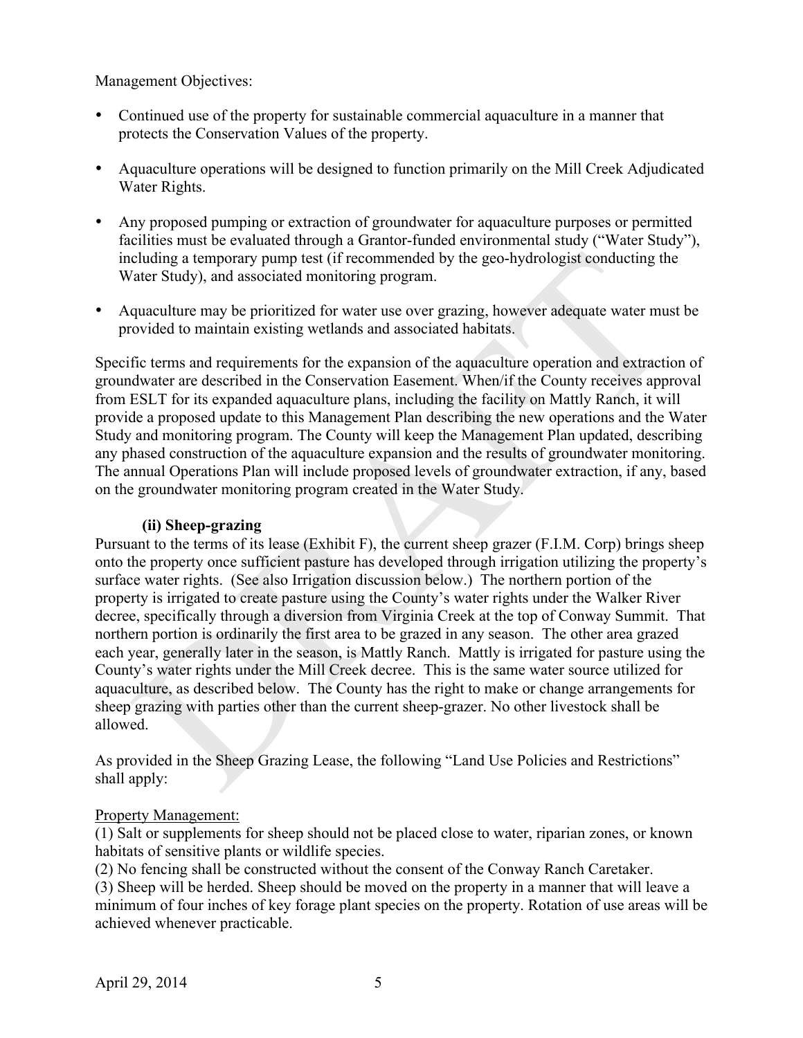Management Objectives:

- Continued use of the property for sustainable commercial aquaculture in a manner that protects the Conservation Values of the property.
- Aquaculture operations will be designed to function primarily on the Mill Creek Adjudicated Water Rights.
- Any proposed pumping or extraction of groundwater for aquaculture purposes or permitted facilities must be evaluated through a Grantor-funded environmental study ("Water Study"), including a temporary pump test (if recommended by the geo-hydrologist conducting the Water Study), and associated monitoring program.
- Aquaculture may be prioritized for water use over grazing, however adequate water must be provided to maintain existing wetlands and associated habitats.

Specific terms and requirements for the expansion of the aquaculture operation and extraction of groundwater are described in the Conservation Easement. When/if the County receives approval from ESLT for its expanded aquaculture plans, including the facility on Mattly Ranch, it will provide a proposed update to this Management Plan describing the new operations and the Water Study and monitoring program. The County will keep the Management Plan updated, describing any phased construction of the aquaculture expansion and the results of groundwater monitoring. The annual Operations Plan will include proposed levels of groundwater extraction, if any, based on the groundwater monitoring program created in the Water Study.

**(ii) Sheep-grazing**

Pursuant to the terms of its lease (Exhibit F), the current sheep grazer (F.I.M. Corp) brings sheep onto the property once sufficient pasture has developed through irrigation utilizing the property's surface water rights. (See also Irrigation discussion below.) The northern portion of the property is irrigated to create pasture using the County's water rights under the Walker River decree, specifically through a diversion from Virginia Creek at the top of Conway Summit. That northern portion is ordinarily the first area to be grazed in any season. The other area grazed each year, generally later in the season, is Mattly Ranch. Mattly is irrigated for pasture using the County's water rights under the Mill Creek decree. This is the same water source utilized for aquaculture, as described below. The County has the right to make or change arrangements for sheep grazing with parties other than the current sheep-grazer. No other livestock shall be allowed.

As provided in the Sheep Grazing Lease, the following "Land Use Policies and Restrictions" shall apply:

<u>Property Management:</u>

(1) Salt or supplements for sheep should not be placed close to water, riparian zones, or known habitats of sensitive plants or wildlife species.
(2) No fencing shall be constructed without the consent of the Conway Ranch Caretaker.
(3) Sheep will be herded. Sheep should be moved on the property in a manner that will leave a minimum of four inches of key forage plant species on the property. Rotation of use areas will be achieved whenever practicable.

April 29, 2014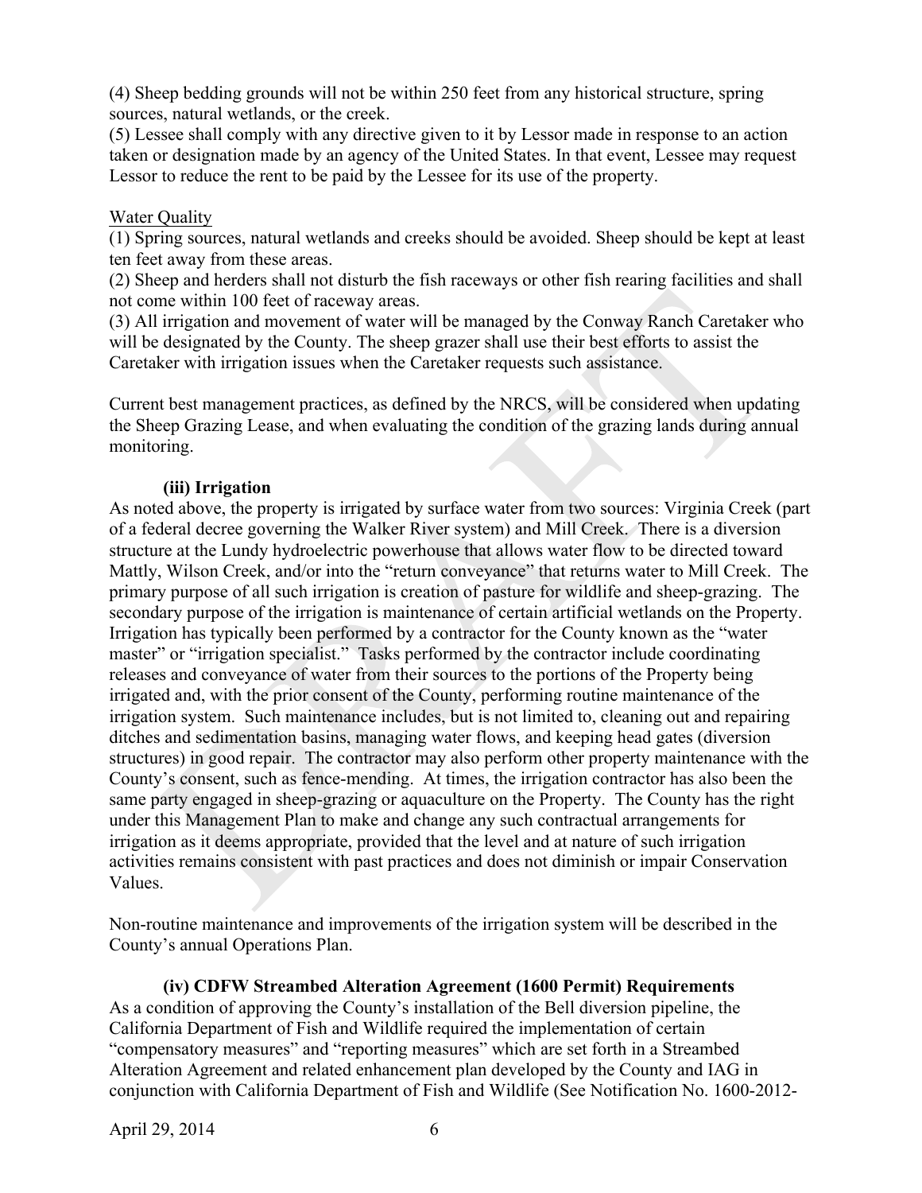(4) Sheep bedding grounds will not be within 250 feet from any historical structure, spring sources, natural wetlands, or the creek.
(5) Lessee shall comply with any directive given to it by Lessor made in response to an action taken or designation made by an agency of the United States. In that event, Lessee may request Lessor to reduce the rent to be paid by the Lessee for its use of the property.

Water Quality
(1) Spring sources, natural wetlands and creeks should be avoided. Sheep should be kept at least ten feet away from these areas.
(2) Sheep and herders shall not disturb the fish raceways or other fish rearing facilities and shall not come within 100 feet of raceway areas.
(3) All irrigation and movement of water will be managed by the Conway Ranch Caretaker who will be designated by the County. The sheep grazer shall use their best efforts to assist the Caretaker with irrigation issues when the Caretaker requests such assistance.

Current best management practices, as defined by the NRCS, will be considered when updating the Sheep Grazing Lease, and when evaluating the condition of the grazing lands during annual monitoring.

**(iii) Irrigation**

As noted above, the property is irrigated by surface water from two sources: Virginia Creek (part of a federal decree governing the Walker River system) and Mill Creek. There is a diversion structure at the Lundy hydroelectric powerhouse that allows water flow to be directed toward Mattly, Wilson Creek, and/or into the "return conveyance" that returns water to Mill Creek. The primary purpose of all such irrigation is creation of pasture for wildlife and sheep-grazing. The secondary purpose of the irrigation is maintenance of certain artificial wetlands on the Property. Irrigation has typically been performed by a contractor for the County known as the "water master" or "irrigation specialist." Tasks performed by the contractor include coordinating releases and conveyance of water from their sources to the portions of the Property being irrigated and, with the prior consent of the County, performing routine maintenance of the irrigation system. Such maintenance includes, but is not limited to, cleaning out and repairing ditches and sedimentation basins, managing water flows, and keeping head gates (diversion structures) in good repair. The contractor may also perform other property maintenance with the County's consent, such as fence-mending. At times, the irrigation contractor has also been the same party engaged in sheep-grazing or aquaculture on the Property. The County has the right under this Management Plan to make and change any such contractual arrangements for irrigation as it deems appropriate, provided that the level and at nature of such irrigation activities remains consistent with past practices and does not diminish or impair Conservation Values.

Non-routine maintenance and improvements of the irrigation system will be described in the County's annual Operations Plan.

**(iv) CDFW Streambed Alteration Agreement (1600 Permit) Requirements**

As a condition of approving the County's installation of the Bell diversion pipeline, the California Department of Fish and Wildlife required the implementation of certain "compensatory measures" and "reporting measures" which are set forth in a Streambed Alteration Agreement and related enhancement plan developed by the County and IAG in conjunction with California Department of Fish and Wildlife (See Notification No. 1600-2012-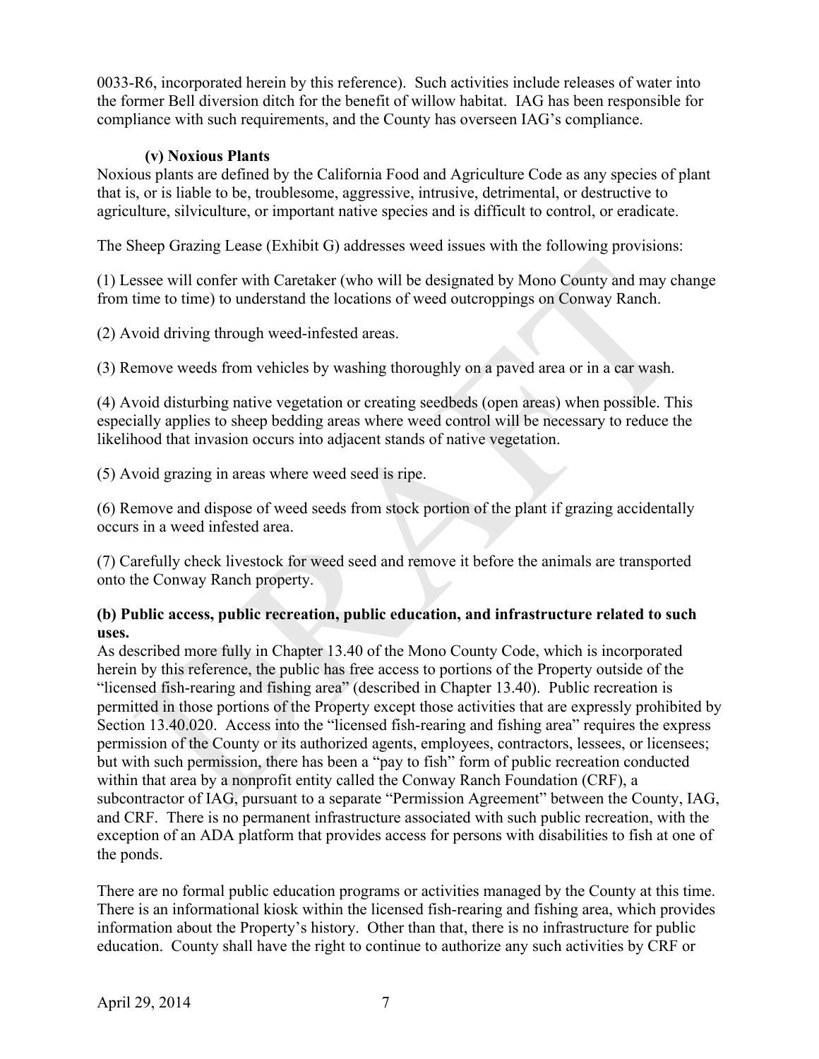0033-R6, incorporated herein by this reference). Such activities include releases of water into the former Bell diversion ditch for the benefit of willow habitat. IAG has been responsible for compliance with such requirements, and the County has overseen IAG's compliance.

**(v) Noxious Plants**

Noxious plants are defined by the California Food and Agriculture Code as any species of plant that is, or is liable to be, troublesome, aggressive, intrusive, detrimental, or destructive to agriculture, silviculture, or important native species and is difficult to control, or eradicate.

The Sheep Grazing Lease (Exhibit G) addresses weed issues with the following provisions:

(1) Lessee will confer with Caretaker (who will be designated by Mono County and may change from time to time) to understand the locations of weed outcroppings on Conway Ranch.

(2) Avoid driving through weed-infested areas.

(3) Remove weeds from vehicles by washing thoroughly on a paved area or in a car wash.

(4) Avoid disturbing native vegetation or creating seedbeds (open areas) when possible. This especially applies to sheep bedding areas where weed control will be necessary to reduce the likelihood that invasion occurs into adjacent stands of native vegetation.

(5) Avoid grazing in areas where weed seed is ripe.

(6) Remove and dispose of weed seeds from stock portion of the plant if grazing accidentally occurs in a weed infested area.

(7) Carefully check livestock for weed seed and remove it before the animals are transported onto the Conway Ranch property.

**(b) Public access, public recreation, public education, and infrastructure related to such uses.**

As described more fully in Chapter 13.40 of the Mono County Code, which is incorporated herein by this reference, the public has free access to portions of the Property outside of the "licensed fish-rearing and fishing area" (described in Chapter 13.40). Public recreation is permitted in those portions of the Property except those activities that are expressly prohibited by Section 13.40.020. Access into the "licensed fish-rearing and fishing area" requires the express permission of the County or its authorized agents, employees, contractors, lessees, or licensees; but with such permission, there has been a "pay to fish" form of public recreation conducted within that area by a nonprofit entity called the Conway Ranch Foundation (CRF), a subcontractor of IAG, pursuant to a separate "Permission Agreement" between the County, IAG, and CRF. There is no permanent infrastructure associated with such public recreation, with the exception of an ADA platform that provides access for persons with disabilities to fish at one of the ponds.

There are no formal public education programs or activities managed by the County at this time. There is an informational kiosk within the licensed fish-rearing and fishing area, which provides information about the Property's history. Other than that, there is no infrastructure for public education. County shall have the right to continue to authorize any such activities by CRF or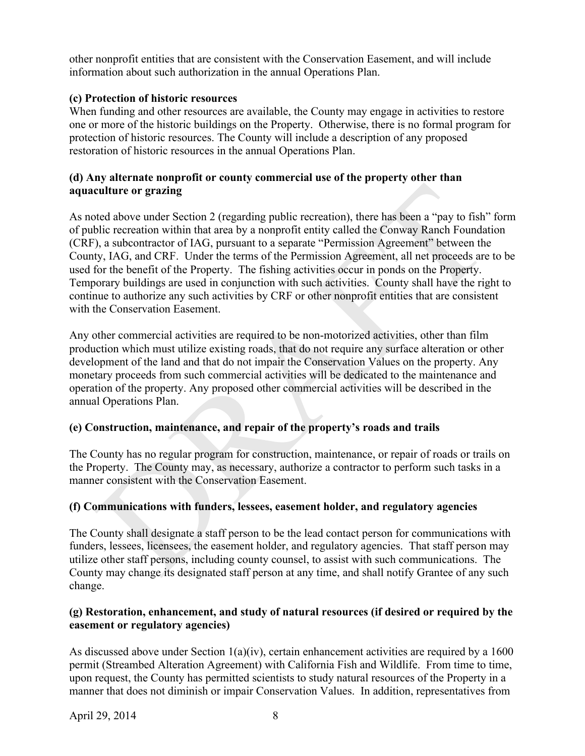other nonprofit entities that are consistent with the Conservation Easement, and will include information about such authorization in the annual Operations Plan.

**(c) Protection of historic resources**

When funding and other resources are available, the County may engage in activities to restore one or more of the historic buildings on the Property. Otherwise, there is no formal program for protection of historic resources. The County will include a description of any proposed restoration of historic resources in the annual Operations Plan.

**(d) Any alternate nonprofit or county commercial use of the property other than aquaculture or grazing**

As noted above under Section 2 (regarding public recreation), there has been a "pay to fish" form of public recreation within that area by a nonprofit entity called the Conway Ranch Foundation (CRF), a subcontractor of IAG, pursuant to a separate "Permission Agreement" between the County, IAG, and CRF. Under the terms of the Permission Agreement, all net proceeds are to be used for the benefit of the Property. The fishing activities occur in ponds on the Property. Temporary buildings are used in conjunction with such activities. County shall have the right to continue to authorize any such activities by CRF or other nonprofit entities that are consistent with the Conservation Easement.

Any other commercial activities are required to be non-motorized activities, other than film production which must utilize existing roads, that do not require any surface alteration or other development of the land and that do not impair the Conservation Values on the property. Any monetary proceeds from such commercial activities will be dedicated to the maintenance and operation of the property. Any proposed other commercial activities will be described in the annual Operations Plan.

**(e) Construction, maintenance, and repair of the property's roads and trails**

The County has no regular program for construction, maintenance, or repair of roads or trails on the Property. The County may, as necessary, authorize a contractor to perform such tasks in a manner consistent with the Conservation Easement.

**(f) Communications with funders, lessees, easement holder, and regulatory agencies**

The County shall designate a staff person to be the lead contact person for communications with funders, lessees, licensees, the easement holder, and regulatory agencies. That staff person may utilize other staff persons, including county counsel, to assist with such communications. The County may change its designated staff person at any time, and shall notify Grantee of any such change.

**(g) Restoration, enhancement, and study of natural resources (if desired or required by the easement or regulatory agencies)**

As discussed above under Section 1(a)(iv), certain enhancement activities are required by a 1600 permit (Streambed Alteration Agreement) with California Fish and Wildlife. From time to time, upon request, the County has permitted scientists to study natural resources of the Property in a manner that does not diminish or impair Conservation Values. In addition, representatives from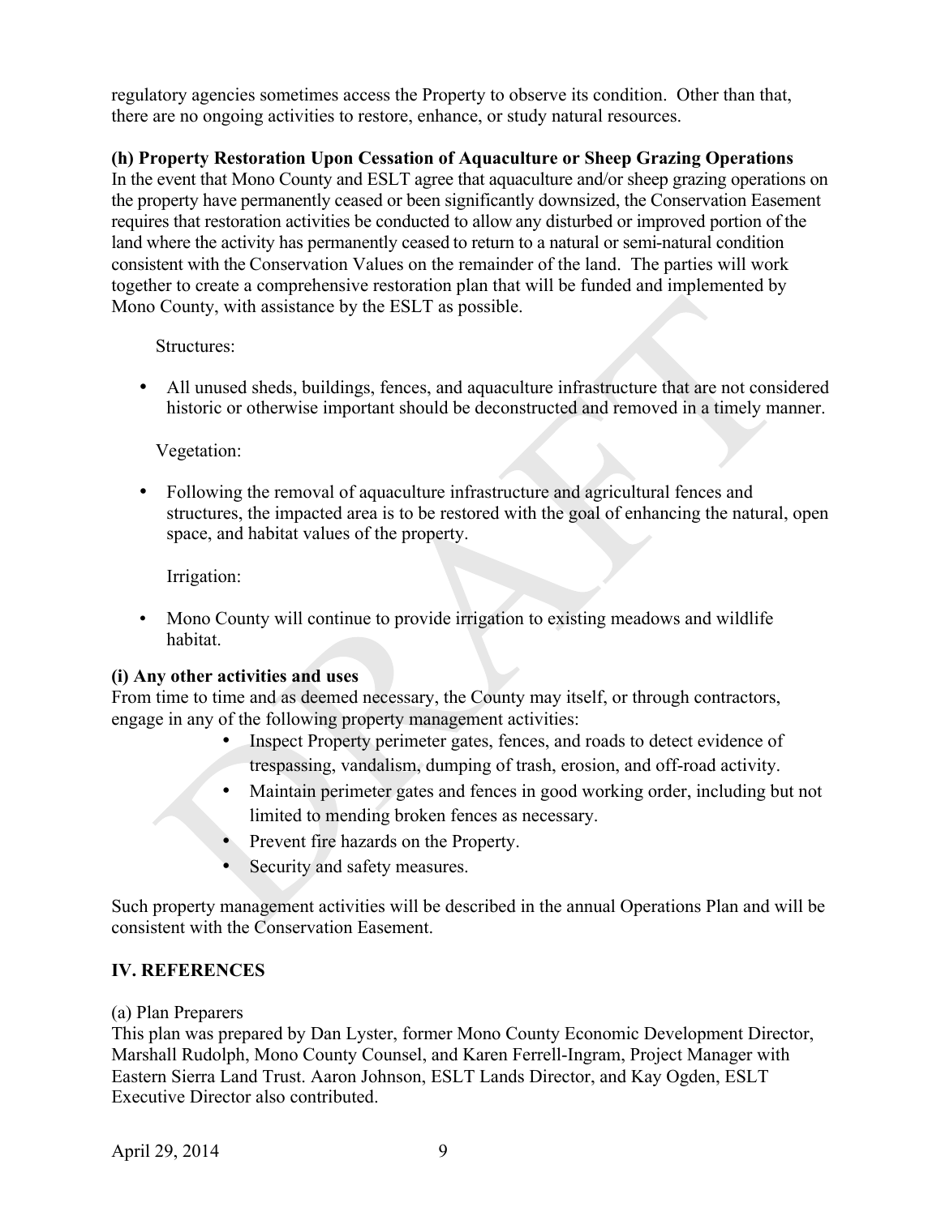regulatory agencies sometimes access the Property to observe its condition. Other than that, there are no ongoing activities to restore, enhance, or study natural resources.

**(h) Property Restoration Upon Cessation of Aquaculture or Sheep Grazing Operations**
In the event that Mono County and ESLT agree that aquaculture and/or sheep grazing operations on the property have permanently ceased or been significantly downsized, the Conservation Easement requires that restoration activities be conducted to allow any disturbed or improved portion of the land where the activity has permanently ceased to return to a natural or semi-natural condition consistent with the Conservation Values on the remainder of the land. The parties will work together to create a comprehensive restoration plan that will be funded and implemented by Mono County, with assistance by the ESLT as possible.

Structures:

- All unused sheds, buildings, fences, and aquaculture infrastructure that are not considered historic or otherwise important should be deconstructed and removed in a timely manner.

Vegetation:

- Following the removal of aquaculture infrastructure and agricultural fences and structures, the impacted area is to be restored with the goal of enhancing the natural, open space, and habitat values of the property.

Irrigation:

- Mono County will continue to provide irrigation to existing meadows and wildlife habitat.

**(i) Any other activities and uses**
From time to time and as deemed necessary, the County may itself, or through contractors, engage in any of the following property management activities:

- Inspect Property perimeter gates, fences, and roads to detect evidence of trespassing, vandalism, dumping of trash, erosion, and off-road activity.
- Maintain perimeter gates and fences in good working order, including but not limited to mending broken fences as necessary.
- Prevent fire hazards on the Property.
- Security and safety measures.

Such property management activities will be described in the annual Operations Plan and will be consistent with the Conservation Easement.

## IV. REFERENCES

(a) Plan Preparers
This plan was prepared by Dan Lyster, former Mono County Economic Development Director, Marshall Rudolph, Mono County Counsel, and Karen Ferrell-Ingram, Project Manager with Eastern Sierra Land Trust. Aaron Johnson, ESLT Lands Director, and Kay Ogden, ESLT Executive Director also contributed.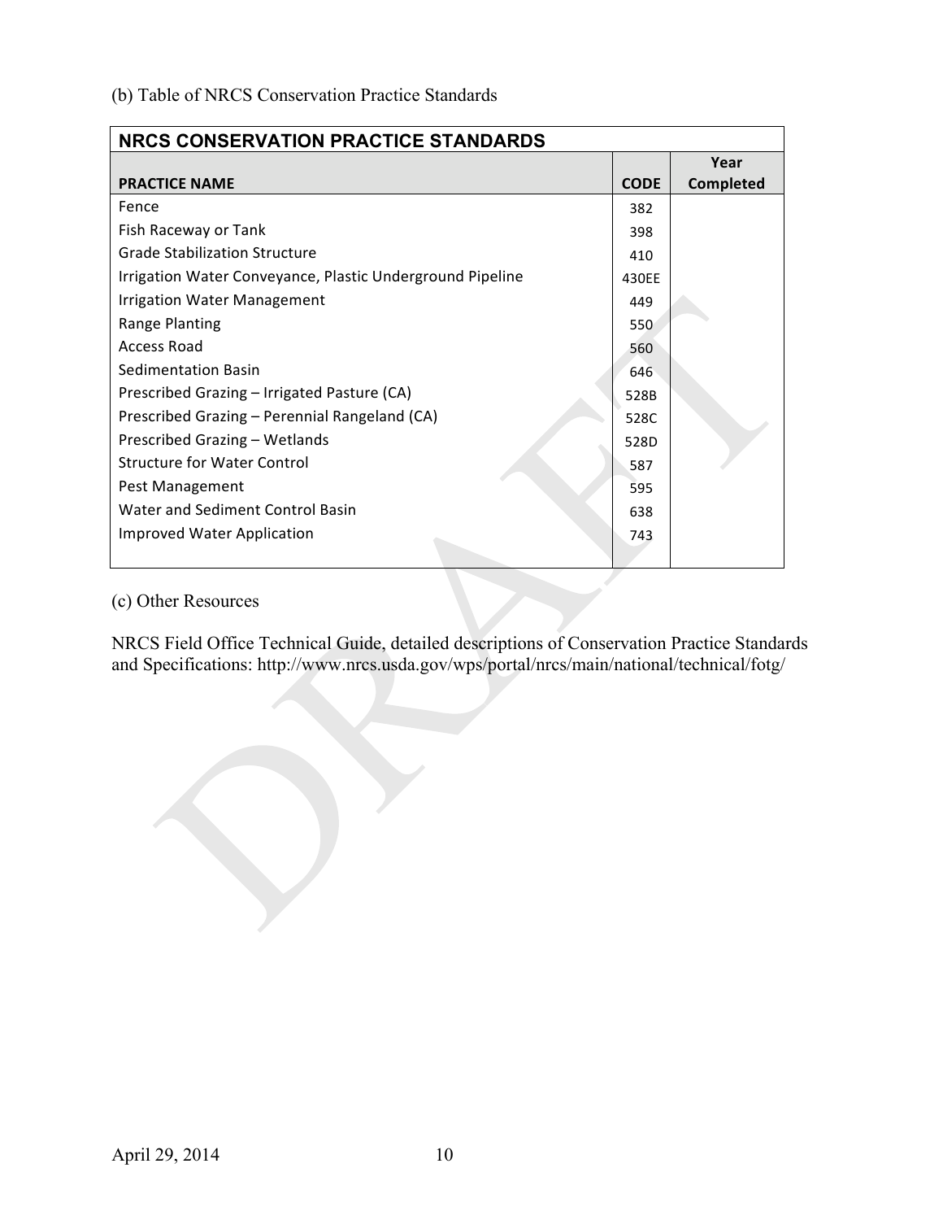(b) Table of NRCS Conservation Practice Standards

| NRCS CONSERVATION PRACTICE STANDARDS | | |
| --- | --- | --- |
| **PRACTICE NAME** | **CODE** | **Year Completed** |
| Fence | 382 | |
| Fish Raceway or Tank | 398 | |
| Grade Stabilization Structure | 410 | |
| Irrigation Water Conveyance, Plastic Underground Pipeline | 430EE | |
| Irrigation Water Management | 449 | |
| Range Planting | 550 | |
| Access Road | 560 | |
| Sedimentation Basin | 646 | |
| Prescribed Grazing – Irrigated Pasture (CA) | 528B | |
| Prescribed Grazing – Perennial Rangeland (CA) | 528C | |
| Prescribed Grazing – Wetlands | 528D | |
| Structure for Water Control | 587 | |
| Pest Management | 595 | |
| Water and Sediment Control Basin | 638 | |
| Improved Water Application | 743 | |

(c) Other Resources

NRCS Field Office Technical Guide, detailed descriptions of Conservation Practice Standards and Specifications: http://www.nrcs.usda.gov/wps/portal/nrcs/main/national/technical/fotg/

April 29, 2014